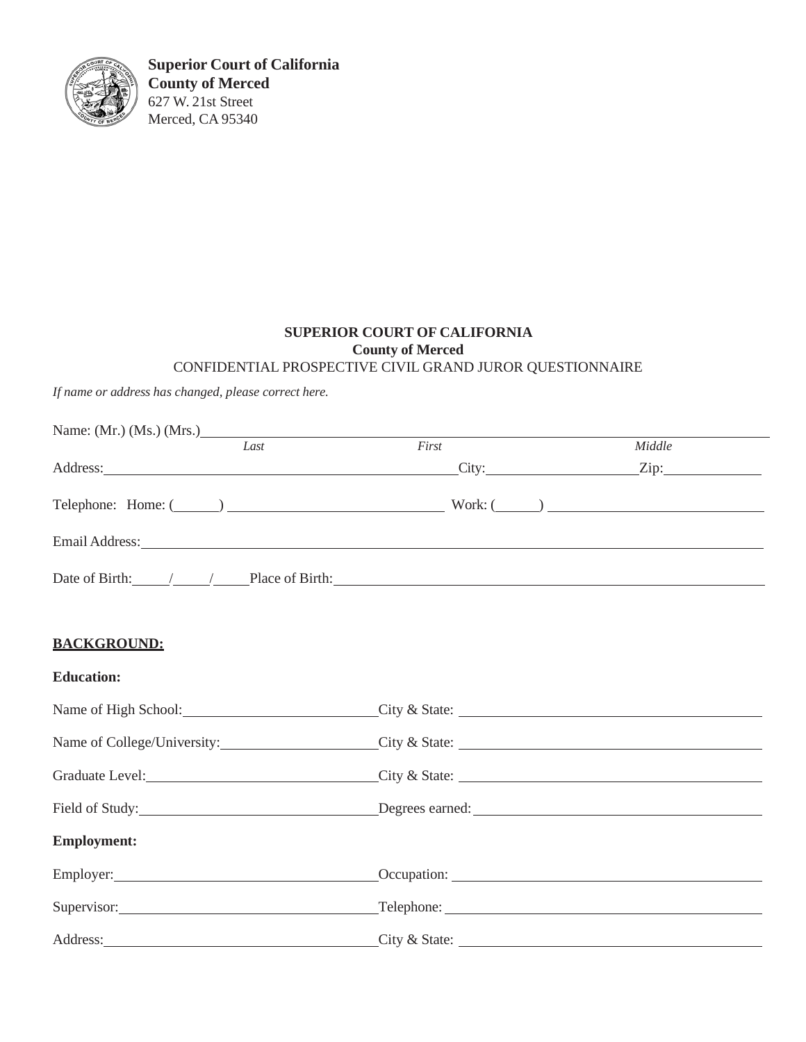**Superior Court of California**
**County of Merced**
627 W. 21st Street
Merced, CA 95340

**SUPERIOR COURT OF CALIFORNIA**
**County of Merced**
CONFIDENTIAL PROSPECTIVE CIVIL GRAND JUROR QUESTIONNAIRE

*If name or address has changed, please correct here.*

Name: (Mr.) (Ms.) (Mrs.)\_\_\_\_\_\_\_\_\_\_\_\_\_\_\_\_\_\_\_\_\_\_\_\_\_\_\_\_\_\_\_\_\_\_\_\_\_\_\_\_\_\_\_\_\_\_\_\_\_\_\_\_\_\_\_\_\_\_\_\_
*Last* *First* *Middle*

Address:\_\_\_\_\_\_\_\_\_\_\_\_\_\_\_\_\_\_\_\_\_\_\_\_\_\_\_\_\_\_\_\_\_\_\_\_\_\_\_\_ City:\_\_\_\_\_\_\_\_\_\_\_\_\_\_\_\_\_\_\_\_ Zip:\_\_\_\_\_\_\_\_\_\_\_\_

Telephone: Home: (\_\_\_\_\_\_) \_\_\_\_\_\_\_\_\_\_\_\_\_\_\_\_\_\_\_\_\_\_\_\_\_\_\_\_\_\_ Work: (\_\_\_\_\_\_) \_\_\_\_\_\_\_\_\_\_\_\_\_\_\_\_\_\_\_\_\_\_\_\_\_\_\_\_\_\_

Email Address:\_\_\_\_\_\_\_\_\_\_\_\_\_\_\_\_\_\_\_\_\_\_\_\_\_\_\_\_\_\_\_\_\_\_\_\_\_\_\_\_\_\_\_\_\_\_\_\_\_\_\_\_\_\_\_\_\_\_\_\_\_\_\_\_\_\_\_\_\_\_

Date of Birth:\_\_\_\_\_/\_\_\_\_\_/\_\_\_\_\_ Place of Birth:\_\_\_\_\_\_\_\_\_\_\_\_\_\_\_\_\_\_\_\_\_\_\_\_\_\_\_\_\_\_\_\_\_\_\_\_\_\_\_\_\_\_\_\_\_\_\_\_\_\_\_\_\_\_

**BACKGROUND:**

**Education:**

Name of High School:\_\_\_\_\_\_\_\_\_\_\_\_\_\_\_\_\_\_\_\_\_\_\_\_\_\_ City & State: \_\_\_\_\_\_\_\_\_\_\_\_\_\_\_\_\_\_\_\_\_\_\_\_\_\_\_\_\_\_\_\_\_\_\_\_\_\_\_\_\_\_

Name of College/University:\_\_\_\_\_\_\_\_\_\_\_\_\_\_\_\_\_\_\_\_\_ City & State: \_\_\_\_\_\_\_\_\_\_\_\_\_\_\_\_\_\_\_\_\_\_\_\_\_\_\_\_\_\_\_\_\_\_\_\_\_\_\_\_\_\_

Graduate Level:\_\_\_\_\_\_\_\_\_\_\_\_\_\_\_\_\_\_\_\_\_\_\_\_\_\_\_\_\_\_\_\_ City & State: \_\_\_\_\_\_\_\_\_\_\_\_\_\_\_\_\_\_\_\_\_\_\_\_\_\_\_\_\_\_\_\_\_\_\_\_\_\_\_\_\_\_

Field of Study:\_\_\_\_\_\_\_\_\_\_\_\_\_\_\_\_\_\_\_\_\_\_\_\_\_\_\_\_\_\_\_\_ Degrees earned:\_\_\_\_\_\_\_\_\_\_\_\_\_\_\_\_\_\_\_\_\_\_\_\_\_\_\_\_\_\_\_\_\_\_\_\_\_\_\_\_

**Employment:**

Employer:\_\_\_\_\_\_\_\_\_\_\_\_\_\_\_\_\_\_\_\_\_\_\_\_\_\_\_\_\_\_\_\_\_\_\_\_\_ Occupation: \_\_\_\_\_\_\_\_\_\_\_\_\_\_\_\_\_\_\_\_\_\_\_\_\_\_\_\_\_\_\_\_\_\_\_\_\_\_\_\_\_\_\_

Supervisor:\_\_\_\_\_\_\_\_\_\_\_\_\_\_\_\_\_\_\_\_\_\_\_\_\_\_\_\_\_\_\_\_\_\_\_\_ Telephone: \_\_\_\_\_\_\_\_\_\_\_\_\_\_\_\_\_\_\_\_\_\_\_\_\_\_\_\_\_\_\_\_\_\_\_\_\_\_\_\_\_\_\_\_

Address:\_\_\_\_\_\_\_\_\_\_\_\_\_\_\_\_\_\_\_\_\_\_\_\_\_\_\_\_\_\_\_\_\_\_\_\_\_\_ City & State: \_\_\_\_\_\_\_\_\_\_\_\_\_\_\_\_\_\_\_\_\_\_\_\_\_\_\_\_\_\_\_\_\_\_\_\_\_\_\_\_\_\_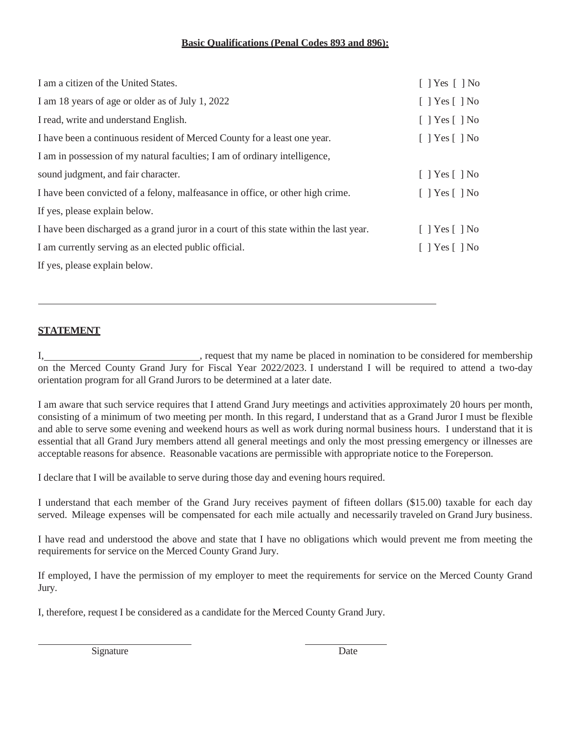**Basic Qualifications (Penal Codes 893 and 896):**

| | |
|---|---|
| I am a citizen of the United States. | [ ] Yes [ ] No |
| I am 18 years of age or older as of July 1, 2022 | [ ] Yes [ ] No |
| I read, write and understand English. | [ ] Yes [ ] No |
| I have been a continuous resident of Merced County for a least one year. | [ ] Yes [ ] No |
| I am in possession of my natural faculties; I am of ordinary intelligence, sound judgment, and fair character. | [ ] Yes [ ] No |
| I have been convicted of a felony, malfeasance in office, or other high crime. If yes, please explain below. | [ ] Yes [ ] No |
| I have been discharged as a grand juror in a court of this state within the last year. | [ ] Yes [ ] No |
| I am currently serving as an elected public official. If yes, please explain below. | [ ] Yes [ ] No |

\_\_\_\_\_\_\_\_\_\_\_\_\_\_\_\_\_\_\_\_\_\_\_\_\_\_\_\_\_\_\_\_\_\_\_\_\_\_\_\_\_\_\_\_\_\_\_\_\_\_\_\_\_\_\_\_\_\_\_\_

**STATEMENT**

I,\_\_\_\_\_\_\_\_\_\_\_\_\_\_\_\_\_\_\_\_\_\_\_\_\_\_\_\_\_\_, request that my name be placed in nomination to be considered for membership on the Merced County Grand Jury for Fiscal Year 2022/2023. I understand I will be required to attend a two-day orientation program for all Grand Jurors to be determined at a later date.

I am aware that such service requires that I attend Grand Jury meetings and activities approximately 20 hours per month, consisting of a minimum of two meeting per month. In this regard, I understand that as a Grand Juror I must be flexible and able to serve some evening and weekend hours as well as work during normal business hours. I understand that it is essential that all Grand Jury members attend all general meetings and only the most pressing emergency or illnesses are acceptable reasons for absence. Reasonable vacations are permissible with appropriate notice to the Foreperson.

I declare that I will be available to serve during those day and evening hours required.

I understand that each member of the Grand Jury receives payment of fifteen dollars ($15.00) taxable for each day served. Mileage expenses will be compensated for each mile actually and necessarily traveled on Grand Jury business.

I have read and understood the above and state that I have no obligations which would prevent me from meeting the requirements for service on the Merced County Grand Jury.

If employed, I have the permission of my employer to meet the requirements for service on the Merced County Grand Jury.

I, therefore, request I be considered as a candidate for the Merced County Grand Jury.

\_\_\_\_\_\_\_\_\_\_\_\_\_\_\_\_\_\_\_\_\_\_\_\_\_\_\_\_\_\_ \_\_\_\_\_\_\_\_\_\_\_\_\_\_\_\_

Signature Date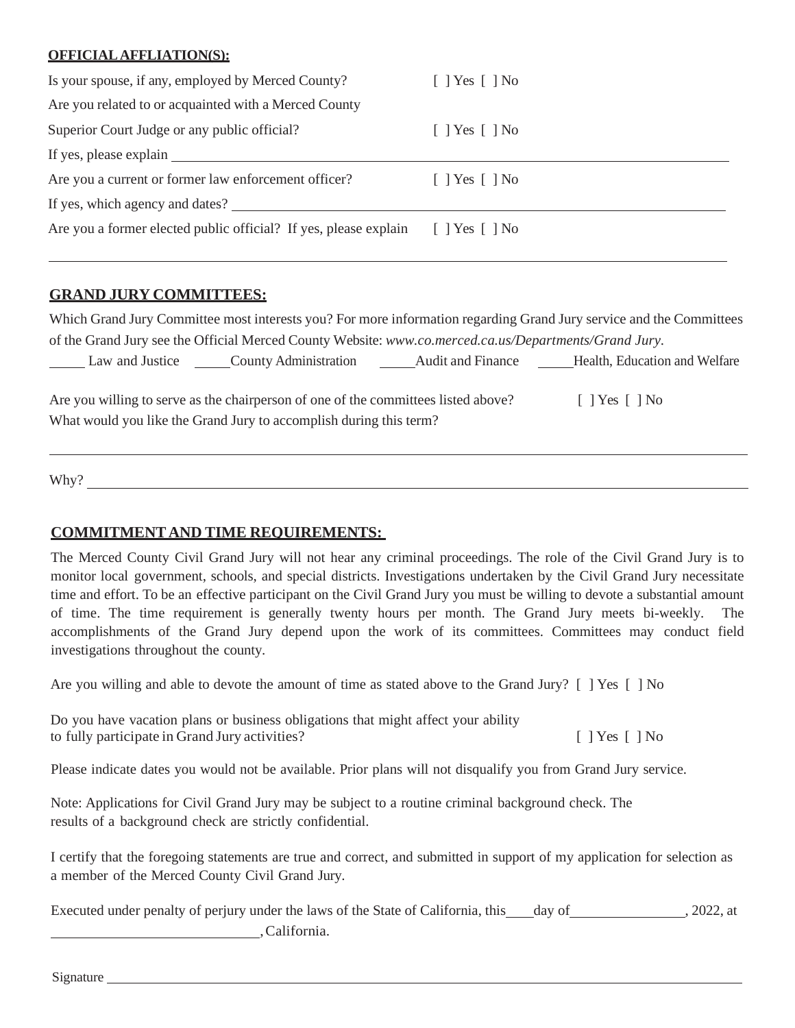**OFFICIAL AFFLIATION(S):**

Is your spouse, if any, employed by Merced County? [ ] Yes [ ] No

Are you related to or acquainted with a Merced County Superior Court Judge or any public official? [ ] Yes [ ] No

If yes, please explain ______________________________________________

Are you a current or former law enforcement officer? [ ] Yes [ ] No

If yes, which agency and dates? ______________________________________________

Are you a former elected public official? If yes, please explain [ ] Yes [ ] No

______________________________________________

**GRAND JURY COMMITTEES:**

Which Grand Jury Committee most interests you? For more information regarding Grand Jury service and the Committees of the Grand Jury see the Official Merced County Website: *www.co.merced.ca.us/Departments/Grand Jury*.

_____ Law and Justice _____County Administration _____Audit and Finance _____Health, Education and Welfare

Are you willing to serve as the chairperson of one of the committees listed above? [ ] Yes [ ] No

What would you like the Grand Jury to accomplish during this term?

______________________________________________

Why? ______________________________________________

**COMMITMENT AND TIME REQUIREMENTS:**

The Merced County Civil Grand Jury will not hear any criminal proceedings. The role of the Civil Grand Jury is to monitor local government, schools, and special districts. Investigations undertaken by the Civil Grand Jury necessitate time and effort. To be an effective participant on the Civil Grand Jury you must be willing to devote a substantial amount of time. The time requirement is generally twenty hours per month. The Grand Jury meets bi-weekly. The accomplishments of the Grand Jury depend upon the work of its committees. Committees may conduct field investigations throughout the county.

Are you willing and able to devote the amount of time as stated above to the Grand Jury? [ ] Yes [ ] No

Do you have vacation plans or business obligations that might affect your ability to fully participate in Grand Jury activities? [ ] Yes [ ] No

Please indicate dates you would not be available. Prior plans will not disqualify you from Grand Jury service.

Note: Applications for Civil Grand Jury may be subject to a routine criminal background check. The results of a background check are strictly confidential.

I certify that the foregoing statements are true and correct, and submitted in support of my application for selection as a member of the Merced County Civil Grand Jury.

Executed under penalty of perjury under the laws of the State of California, this ____day of ________________, 2022, at ____________________________, California.

Signature ______________________________________________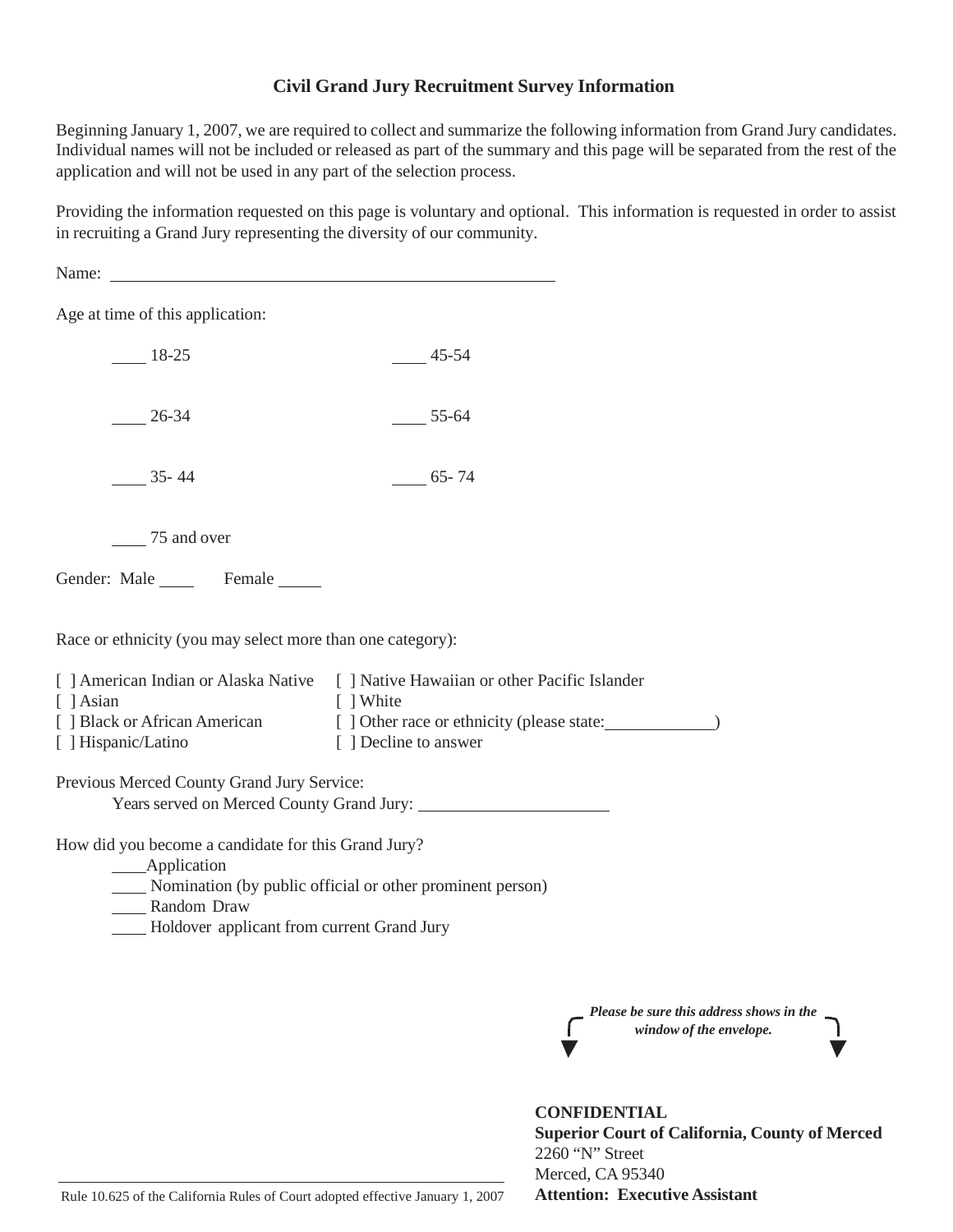## Civil Grand Jury Recruitment Survey Information

Beginning January 1, 2007, we are required to collect and summarize the following information from Grand Jury candidates. Individual names will not be included or released as part of the summary and this page will be separated from the rest of the application and will not be used in any part of the selection process.

Providing the information requested on this page is voluntary and optional. This information is requested in order to assist in recruiting a Grand Jury representing the diversity of our community.

Name: ______________________________________________________

Age at time of this application:

____ 18-25 ____ 45-54

____ 26-34 ____ 55-64

____ 35- 44 ____ 65- 74

____ 75 and over

Gender: Male ____ Female _____

Race or ethnicity (you may select more than one category):

[ ] American Indian or Alaska Native
[ ] Asian
[ ] Black or African American
[ ] Hispanic/Latino
[ ] Native Hawaiian or other Pacific Islander
[ ] White
[ ] Other race or ethnicity (please state:____________)
[ ] Decline to answer

Previous Merced County Grand Jury Service:
Years served on Merced County Grand Jury: ______________________

How did you become a candidate for this Grand Jury?
____Application
____ Nomination (by public official or other prominent person)
____ Random Draw
____ Holdover applicant from current Grand Jury

***Please be sure this address shows in the window of the envelope.***

**CONFIDENTIAL**
**Superior Court of California, County of Merced**
2260 "N" Street
Merced, CA 95340
**Attention: Executive Assistant**

Rule 10.625 of the California Rules of Court adopted effective January 1, 2007